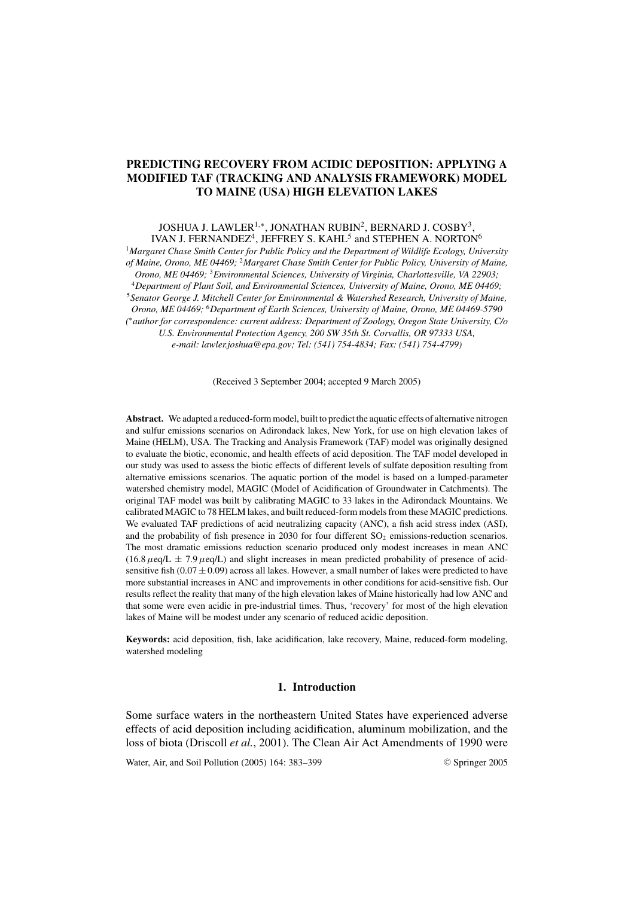# PREDICTING RECOVERY FROM ACIDIC DEPOSITION: APPLYING A MODIFIED TAF (TRACKING AND ANALYSIS FRAMEWORK) MODEL TO MAINE (USA) HIGH ELEVATION LAKES

JOSHUA J. LAWLER[1,*], JONATHAN RUBIN[2], BERNARD J. COSBY[3], IVAN J. FERNANDEZ[4], JEFFREY S. KAHL[5] and STEPHEN A. NORTON[6]

[1]*Margaret Chase Smith Center for Public Policy and the Department of Wildlife Ecology, University of Maine, Orono, ME 04469;* [2]*Margaret Chase Smith Center for Public Policy, University of Maine, Orono, ME 04469;* [3]*Environmental Sciences, University of Virginia, Charlottesville, VA 22903;* [4]*Department of Plant Soil, and Environmental Sciences, University of Maine, Orono, ME 04469;* [5]*Senator George J. Mitchell Center for Environmental & Watershed Research, University of Maine, Orono, ME 04469;* [6]*Department of Earth Sciences, University of Maine, Orono, ME 04469-5790*
*(*author for correspondence: current address: Department of Zoology, Oregon State University, C/o U.S. Environmental Protection Agency, 200 SW 35th St. Corvallis, OR 97333 USA, e-mail: lawler.joshua@epa.gov; Tel: (541) 754-4834; Fax: (541) 754-4799)*

(Received 3 September 2004; accepted 9 March 2005)

**Abstract.** We adapted a reduced-form model, built to predict the aquatic effects of alternative nitrogen and sulfur emissions scenarios on Adirondack lakes, New York, for use on high elevation lakes of Maine (HELM), USA. The Tracking and Analysis Framework (TAF) model was originally designed to evaluate the biotic, economic, and health effects of acid deposition. The TAF model developed in our study was used to assess the biotic effects of different levels of sulfate deposition resulting from alternative emissions scenarios. The aquatic portion of the model is based on a lumped-parameter watershed chemistry model, MAGIC (Model of Acidification of Groundwater in Catchments). The original TAF model was built by calibrating MAGIC to 33 lakes in the Adirondack Mountains. We calibrated MAGIC to 78 HELM lakes, and built reduced-form models from these MAGIC predictions. We evaluated TAF predictions of acid neutralizing capacity (ANC), a fish acid stress index (ASI), and the probability of fish presence in 2030 for four different $SO_2$ emissions-reduction scenarios. The most dramatic emissions reduction scenario produced only modest increases in mean ANC ($16.8\,\mu$eq/L $\pm$ $7.9\,\mu$eq/L) and slight increases in mean predicted probability of presence of acid-sensitive fish ($0.07 \pm 0.09$) across all lakes. However, a small number of lakes were predicted to have more substantial increases in ANC and improvements in other conditions for acid-sensitive fish. Our results reflect the reality that many of the high elevation lakes of Maine historically had low ANC and that some were even acidic in pre-industrial times. Thus, 'recovery' for most of the high elevation lakes of Maine will be modest under any scenario of reduced acidic deposition.

**Keywords:** acid deposition, fish, lake acidification, lake recovery, Maine, reduced-form modeling, watershed modeling

## 1. Introduction

Some surface waters in the northeastern United States have experienced adverse effects of acid deposition including acidification, aluminum mobilization, and the loss of biota (Driscoll *et al.*, 2001). The Clean Air Act Amendments of 1990 were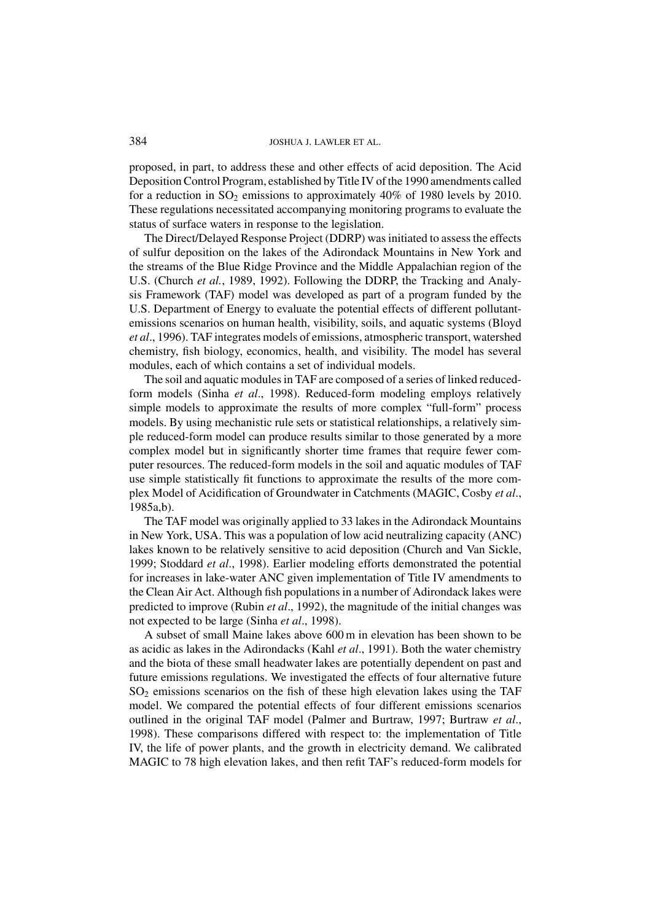proposed, in part, to address these and other effects of acid deposition. The Acid Deposition Control Program, established by Title IV of the 1990 amendments called for a reduction in $SO_2$ emissions to approximately 40% of 1980 levels by 2010. These regulations necessitated accompanying monitoring programs to evaluate the status of surface waters in response to the legislation.

The Direct/Delayed Response Project (DDRP) was initiated to assess the effects of sulfur deposition on the lakes of the Adirondack Mountains in New York and the streams of the Blue Ridge Province and the Middle Appalachian region of the U.S. (Church *et al.*, 1989, 1992). Following the DDRP, the Tracking and Analysis Framework (TAF) model was developed as part of a program funded by the U.S. Department of Energy to evaluate the potential effects of different pollutant-emissions scenarios on human health, visibility, soils, and aquatic systems (Bloyd *et al*., 1996). TAF integrates models of emissions, atmospheric transport, watershed chemistry, fish biology, economics, health, and visibility. The model has several modules, each of which contains a set of individual models.

The soil and aquatic modules in TAF are composed of a series of linked reduced-form models (Sinha *et al*., 1998). Reduced-form modeling employs relatively simple models to approximate the results of more complex "full-form" process models. By using mechanistic rule sets or statistical relationships, a relatively simple reduced-form model can produce results similar to those generated by a more complex model but in significantly shorter time frames that require fewer computer resources. The reduced-form models in the soil and aquatic modules of TAF use simple statistically fit functions to approximate the results of the more complex Model of Acidification of Groundwater in Catchments (MAGIC, Cosby *et al*., 1985a,b).

The TAF model was originally applied to 33 lakes in the Adirondack Mountains in New York, USA. This was a population of low acid neutralizing capacity (ANC) lakes known to be relatively sensitive to acid deposition (Church and Van Sickle, 1999; Stoddard *et al*., 1998). Earlier modeling efforts demonstrated the potential for increases in lake-water ANC given implementation of Title IV amendments to the Clean Air Act. Although fish populations in a number of Adirondack lakes were predicted to improve (Rubin *et al*., 1992), the magnitude of the initial changes was not expected to be large (Sinha *et al*., 1998).

A subset of small Maine lakes above 600 m in elevation has been shown to be as acidic as lakes in the Adirondacks (Kahl *et al*., 1991). Both the water chemistry and the biota of these small headwater lakes are potentially dependent on past and future emissions regulations. We investigated the effects of four alternative future $SO_2$ emissions scenarios on the fish of these high elevation lakes using the TAF model. We compared the potential effects of four different emissions scenarios outlined in the original TAF model (Palmer and Burtraw, 1997; Burtraw *et al*., 1998). These comparisons differed with respect to: the implementation of Title IV, the life of power plants, and the growth in electricity demand. We calibrated MAGIC to 78 high elevation lakes, and then refit TAF's reduced-form models for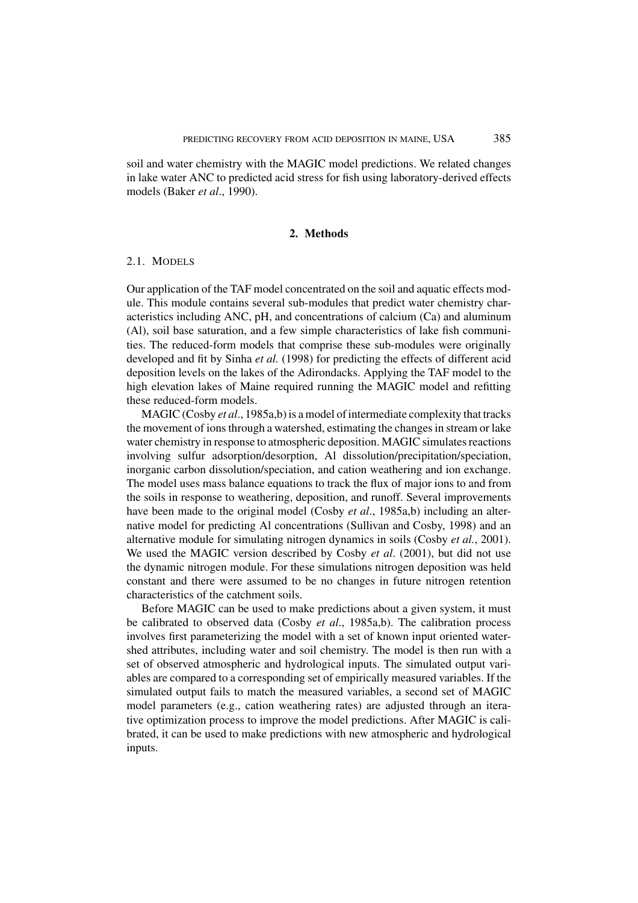soil and water chemistry with the MAGIC model predictions. We related changes in lake water ANC to predicted acid stress for fish using laboratory-derived effects models (Baker *et al*., 1990).

## 2. Methods

### 2.1. Models

Our application of the TAF model concentrated on the soil and aquatic effects module. This module contains several sub-modules that predict water chemistry characteristics including ANC, pH, and concentrations of calcium (Ca) and aluminum (Al), soil base saturation, and a few simple characteristics of lake fish communities. The reduced-form models that comprise these sub-modules were originally developed and fit by Sinha *et al.* (1998) for predicting the effects of different acid deposition levels on the lakes of the Adirondacks. Applying the TAF model to the high elevation lakes of Maine required running the MAGIC model and refitting these reduced-form models.

MAGIC (Cosby *et al*., 1985a,b) is a model of intermediate complexity that tracks the movement of ions through a watershed, estimating the changes in stream or lake water chemistry in response to atmospheric deposition. MAGIC simulates reactions involving sulfur adsorption/desorption, Al dissolution/precipitation/speciation, inorganic carbon dissolution/speciation, and cation weathering and ion exchange. The model uses mass balance equations to track the flux of major ions to and from the soils in response to weathering, deposition, and runoff. Several improvements have been made to the original model (Cosby *et al*., 1985a,b) including an alternative model for predicting Al concentrations (Sullivan and Cosby, 1998) and an alternative module for simulating nitrogen dynamics in soils (Cosby *et al.*, 2001). We used the MAGIC version described by Cosby *et al*. (2001), but did not use the dynamic nitrogen module. For these simulations nitrogen deposition was held constant and there were assumed to be no changes in future nitrogen retention characteristics of the catchment soils.

Before MAGIC can be used to make predictions about a given system, it must be calibrated to observed data (Cosby *et al*., 1985a,b). The calibration process involves first parameterizing the model with a set of known input oriented watershed attributes, including water and soil chemistry. The model is then run with a set of observed atmospheric and hydrological inputs. The simulated output variables are compared to a corresponding set of empirically measured variables. If the simulated output fails to match the measured variables, a second set of MAGIC model parameters (e.g., cation weathering rates) are adjusted through an iterative optimization process to improve the model predictions. After MAGIC is calibrated, it can be used to make predictions with new atmospheric and hydrological inputs.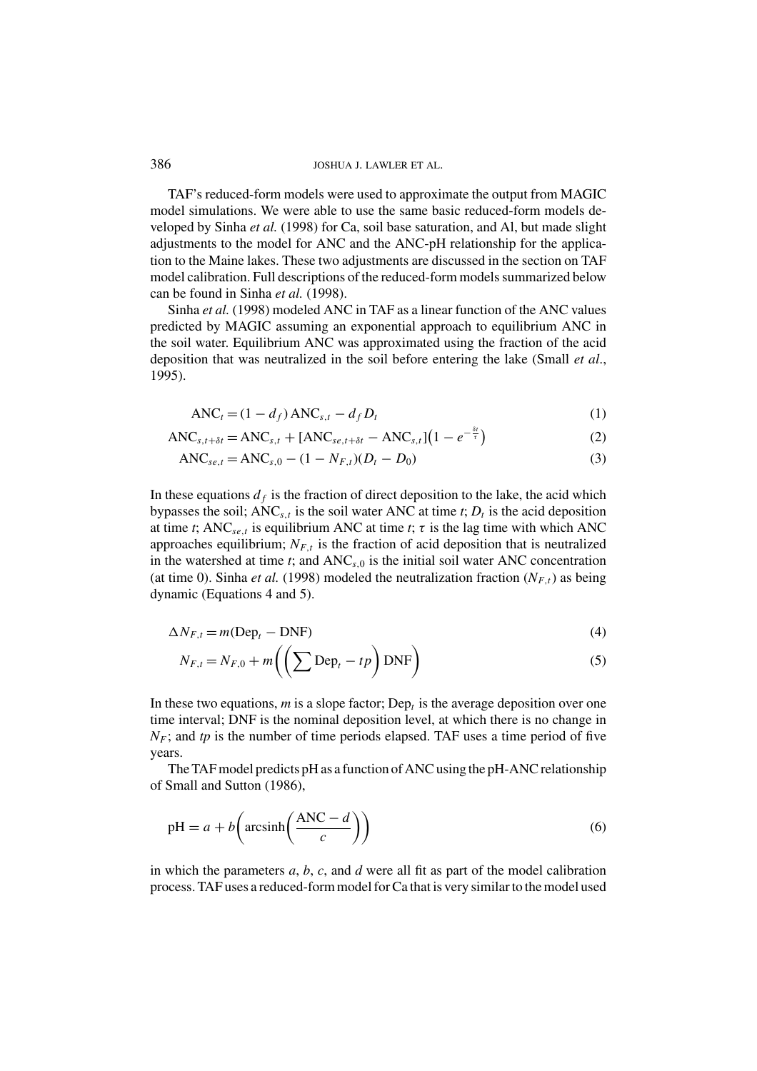TAF's reduced-form models were used to approximate the output from MAGIC model simulations. We were able to use the same basic reduced-form models developed by Sinha *et al.* (1998) for Ca, soil base saturation, and Al, but made slight adjustments to the model for ANC and the ANC-pH relationship for the application to the Maine lakes. These two adjustments are discussed in the section on TAF model calibration. Full descriptions of the reduced-form models summarized below can be found in Sinha *et al.* (1998).

Sinha *et al.* (1998) modeled ANC in TAF as a linear function of the ANC values predicted by MAGIC assuming an exponential approach to equilibrium ANC in the soil water. Equilibrium ANC was approximated using the fraction of the acid deposition that was neutralized in the soil before entering the lake (Small *et al*., 1995).

$$\mathrm{ANC}_t = (1 - d_f)\,\mathrm{ANC}_{s,t} - d_f D_t \tag{1}$$

$$\mathrm{ANC}_{s,t+\delta t} = \mathrm{ANC}_{s,t} + [\mathrm{ANC}_{se,t+\delta t} - \mathrm{ANC}_{s,t}]\left(1 - e^{-\frac{\delta t}{\tau}}\right) \tag{2}$$

$$\mathrm{ANC}_{se,t} = \mathrm{ANC}_{s,0} - (1 - N_{F,t})(D_t - D_0) \tag{3}$$

In these equations $d_f$ is the fraction of direct deposition to the lake, the acid which bypasses the soil; $\mathrm{ANC}_{s,t}$ is the soil water ANC at time $t$; $D_t$ is the acid deposition at time $t$; $\mathrm{ANC}_{se,t}$ is equilibrium ANC at time $t$; $\tau$ is the lag time with which ANC approaches equilibrium; $N_{F,t}$ is the fraction of acid deposition that is neutralized in the watershed at time $t$; and $\mathrm{ANC}_{s,0}$ is the initial soil water ANC concentration (at time 0). Sinha *et al.* (1998) modeled the neutralization fraction ($N_{F,t}$) as being dynamic (Equations 4 and 5).

$$\Delta N_{F,t} = m(\mathrm{Dep}_t - \mathrm{DNF}) \tag{4}$$

$$N_{F,t} = N_{F,0} + m\left(\left(\sum \mathrm{Dep}_t - tp\right)\mathrm{DNF}\right) \tag{5}$$

In these two equations, $m$ is a slope factor; $\mathrm{Dep}_t$ is the average deposition over one time interval; DNF is the nominal deposition level, at which there is no change in $N_F$; and $tp$ is the number of time periods elapsed. TAF uses a time period of five years.

The TAF model predicts pH as a function of ANC using the pH-ANC relationship of Small and Sutton (1986),

$$\mathrm{pH} = a + b\left(\mathrm{arcsinh}\left(\frac{\mathrm{ANC} - d}{c}\right)\right) \tag{6}$$

in which the parameters $a$, $b$, $c$, and $d$ were all fit as part of the model calibration process. TAF uses a reduced-form model for Ca that is very similar to the model used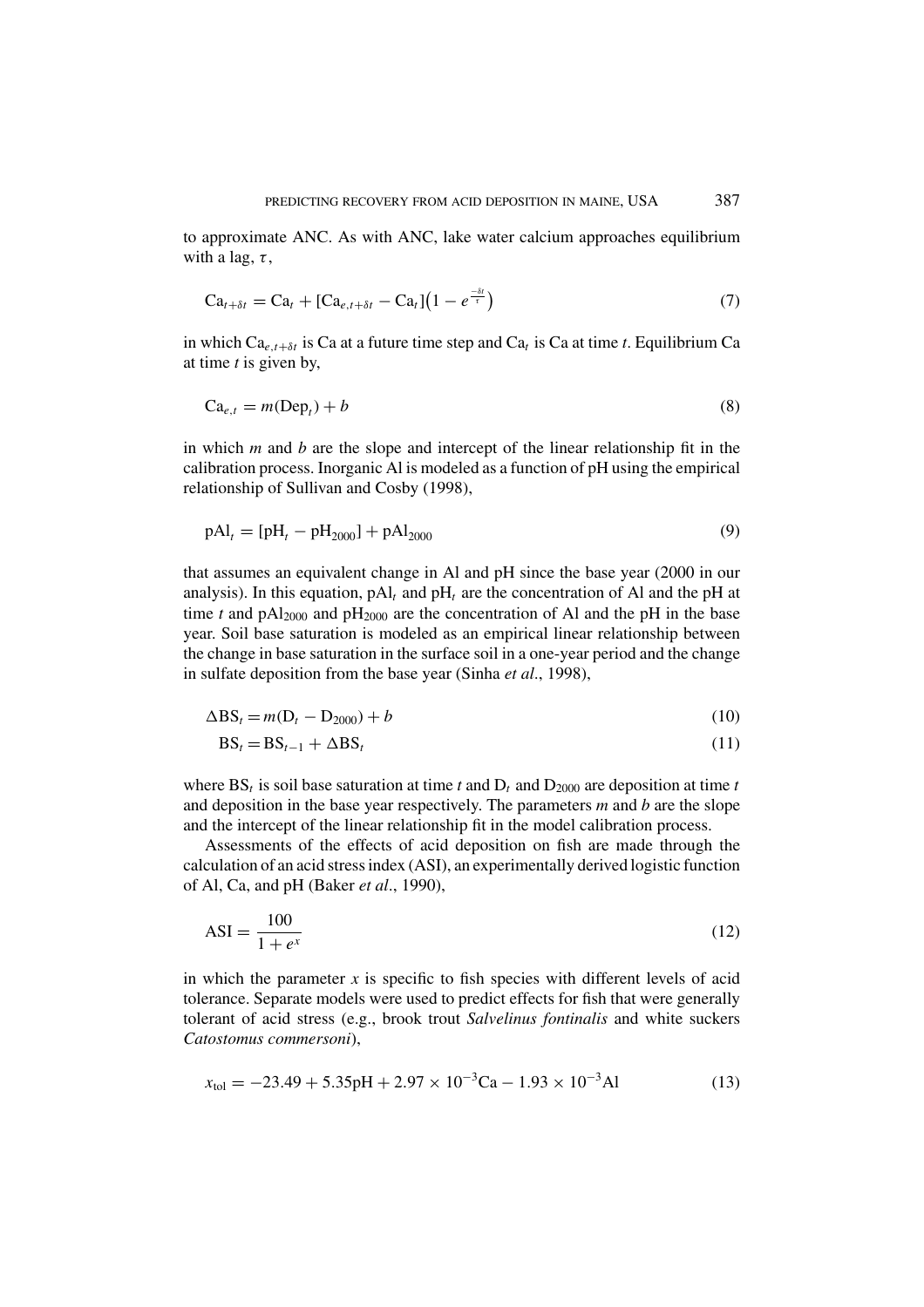to approximate ANC. As with ANC, lake water calcium approaches equilibrium with a lag, $\tau$,

$$\mathrm{Ca}_{t+\delta t} = \mathrm{Ca}_t + [\mathrm{Ca}_{e,t+\delta t} - \mathrm{Ca}_t]\left(1 - e^{\frac{-\delta t}{\tau}}\right) \tag{7}$$

in which $\mathrm{Ca}_{e,t+\delta t}$ is Ca at a future time step and $\mathrm{Ca}_t$ is Ca at time $t$. Equilibrium Ca at time $t$ is given by,

$$\mathrm{Ca}_{e,t} = m(\mathrm{Dep}_t) + b \tag{8}$$

in which $m$ and $b$ are the slope and intercept of the linear relationship fit in the calibration process. Inorganic Al is modeled as a function of pH using the empirical relationship of Sullivan and Cosby (1998),

$$\mathrm{pAl}_t = [\mathrm{pH}_t - \mathrm{pH}_{2000}] + \mathrm{pAl}_{2000} \tag{9}$$

that assumes an equivalent change in Al and pH since the base year (2000 in our analysis). In this equation, $\mathrm{pAl}_t$ and $\mathrm{pH}_t$ are the concentration of Al and the pH at time $t$ and $\mathrm{pAl}_{2000}$ and $\mathrm{pH}_{2000}$ are the concentration of Al and the pH in the base year. Soil base saturation is modeled as an empirical linear relationship between the change in base saturation in the surface soil in a one-year period and the change in sulfate deposition from the base year (Sinha *et al*., 1998),

$$\Delta\mathrm{BS}_t = m(\mathrm{D}_t - \mathrm{D}_{2000}) + b \tag{10}$$

$$\mathrm{BS}_t = \mathrm{BS}_{t-1} + \Delta\mathrm{BS}_t \tag{11}$$

where $\mathrm{BS}_t$ is soil base saturation at time $t$ and $\mathrm{D}_t$ and $\mathrm{D}_{2000}$ are deposition at time $t$ and deposition in the base year respectively. The parameters $m$ and $b$ are the slope and the intercept of the linear relationship fit in the model calibration process.

Assessments of the effects of acid deposition on fish are made through the calculation of an acid stress index (ASI), an experimentally derived logistic function of Al, Ca, and pH (Baker *et al*., 1990),

$$\mathrm{ASI} = \frac{100}{1 + e^x} \tag{12}$$

in which the parameter $x$ is specific to fish species with different levels of acid tolerance. Separate models were used to predict effects for fish that were generally tolerant of acid stress (e.g., brook trout *Salvelinus fontinalis* and white suckers *Catostomus commersoni*),

$$x_{\mathrm{tol}} = -23.49 + 5.35\mathrm{pH} + 2.97 \times 10^{-3}\mathrm{Ca} - 1.93 \times 10^{-3}\mathrm{Al} \tag{13}$$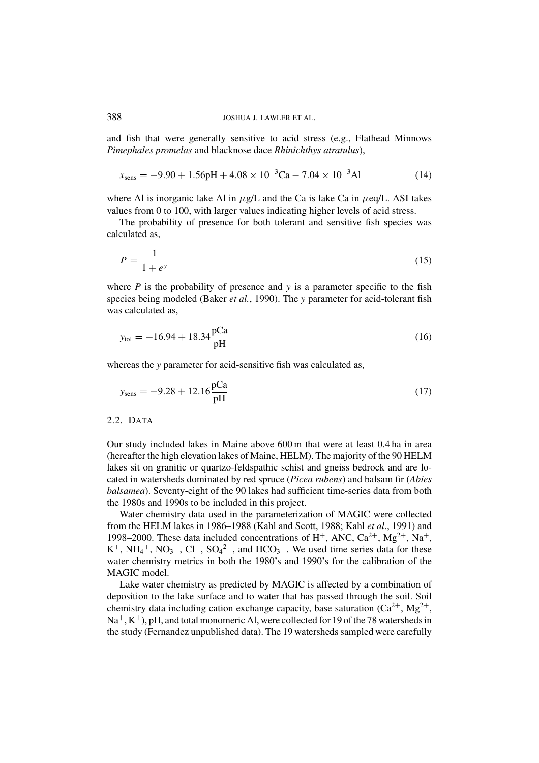and fish that were generally sensitive to acid stress (e.g., Flathead Minnows *Pimephales promelas* and blacknose dace *Rhinichthys atratulus*),

$$x_{\text{sens}} = -9.90 + 1.56\text{pH} + 4.08 \times 10^{-3}\text{Ca} - 7.04 \times 10^{-3}\text{Al} \tag{14}$$

where Al is inorganic lake Al in $\mu$g/L and the Ca is lake Ca in $\mu$eq/L. ASI takes values from 0 to 100, with larger values indicating higher levels of acid stress.

The probability of presence for both tolerant and sensitive fish species was calculated as,

$$P = \frac{1}{1 + e^{y}} \tag{15}$$

where $P$ is the probability of presence and $y$ is a parameter specific to the fish species being modeled (Baker *et al.*, 1990). The $y$ parameter for acid-tolerant fish was calculated as,

$$y_{\text{tol}} = -16.94 + 18.34\frac{\text{pCa}}{\text{pH}} \tag{16}$$

whereas the $y$ parameter for acid-sensitive fish was calculated as,

$$y_{\text{sens}} = -9.28 + 12.16\frac{\text{pCa}}{\text{pH}} \tag{17}$$

## 2.2. Data

Our study included lakes in Maine above 600 m that were at least 0.4 ha in area (hereafter the high elevation lakes of Maine, HELM). The majority of the 90 HELM lakes sit on granitic or quartzo-feldspathic schist and gneiss bedrock and are located in watersheds dominated by red spruce (*Picea rubens*) and balsam fir (*Abies balsamea*). Seventy-eight of the 90 lakes had sufficient time-series data from both the 1980s and 1990s to be included in this project.

Water chemistry data used in the parameterization of MAGIC were collected from the HELM lakes in 1986–1988 (Kahl and Scott, 1988; Kahl *et al*., 1991) and 1998–2000. These data included concentrations of $H^{+}$, ANC, $Ca^{2+}$, $Mg^{2+}$, $Na^{+}$, $K^{+}$, $NH_4^{+}$, $NO_3^{-}$, $Cl^{-}$, $SO_4^{2-}$, and $HCO_3^{-}$. We used time series data for these water chemistry metrics in both the 1980's and 1990's for the calibration of the MAGIC model.

Lake water chemistry as predicted by MAGIC is affected by a combination of deposition to the lake surface and to water that has passed through the soil. Soil chemistry data including cation exchange capacity, base saturation ($Ca^{2+}$, $Mg^{2+}$, $Na^{+}$, $K^{+}$), pH, and total monomeric Al, were collected for 19 of the 78 watersheds in the study (Fernandez unpublished data). The 19 watersheds sampled were carefully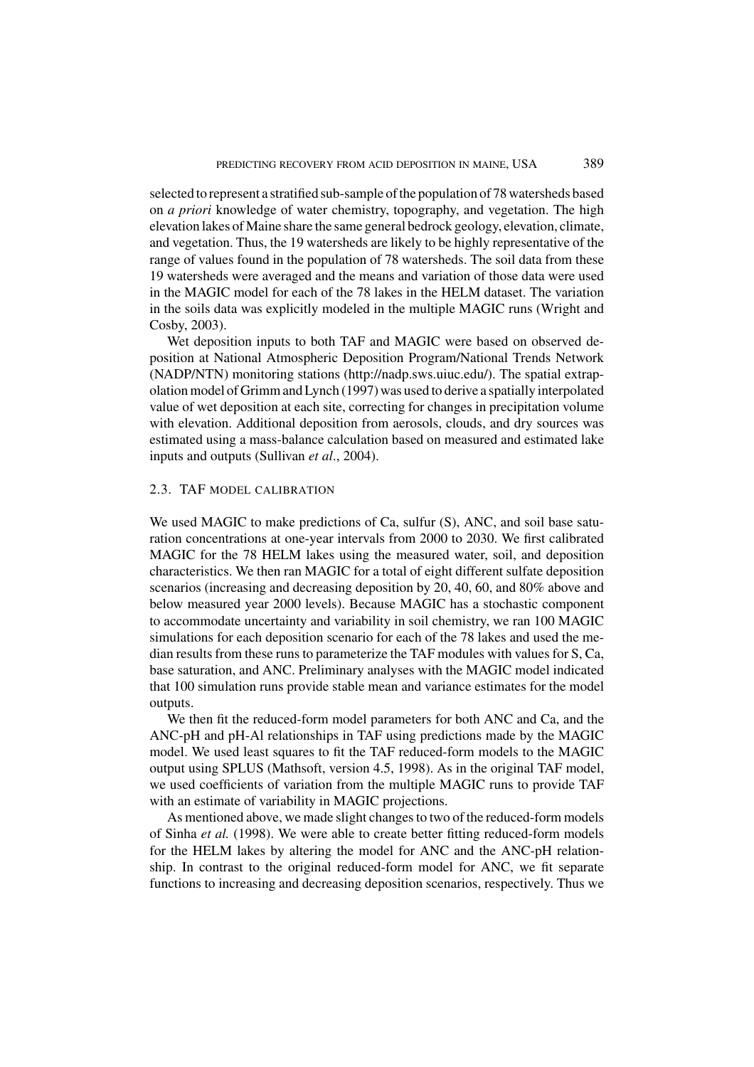selected to represent a stratified sub-sample of the population of 78 watersheds based on *a priori* knowledge of water chemistry, topography, and vegetation. The high elevation lakes of Maine share the same general bedrock geology, elevation, climate, and vegetation. Thus, the 19 watersheds are likely to be highly representative of the range of values found in the population of 78 watersheds. The soil data from these 19 watersheds were averaged and the means and variation of those data were used in the MAGIC model for each of the 78 lakes in the HELM dataset. The variation in the soils data was explicitly modeled in the multiple MAGIC runs (Wright and Cosby, 2003).

Wet deposition inputs to both TAF and MAGIC were based on observed deposition at National Atmospheric Deposition Program/National Trends Network (NADP/NTN) monitoring stations (http://nadp.sws.uiuc.edu/). The spatial extrapolation model of Grimm and Lynch (1997) was used to derive a spatially interpolated value of wet deposition at each site, correcting for changes in precipitation volume with elevation. Additional deposition from aerosols, clouds, and dry sources was estimated using a mass-balance calculation based on measured and estimated lake inputs and outputs (Sullivan *et al*., 2004).

### 2.3. TAF MODEL CALIBRATION

We used MAGIC to make predictions of Ca, sulfur (S), ANC, and soil base saturation concentrations at one-year intervals from 2000 to 2030. We first calibrated MAGIC for the 78 HELM lakes using the measured water, soil, and deposition characteristics. We then ran MAGIC for a total of eight different sulfate deposition scenarios (increasing and decreasing deposition by 20, 40, 60, and 80% above and below measured year 2000 levels). Because MAGIC has a stochastic component to accommodate uncertainty and variability in soil chemistry, we ran 100 MAGIC simulations for each deposition scenario for each of the 78 lakes and used the median results from these runs to parameterize the TAF modules with values for S, Ca, base saturation, and ANC. Preliminary analyses with the MAGIC model indicated that 100 simulation runs provide stable mean and variance estimates for the model outputs.

We then fit the reduced-form model parameters for both ANC and Ca, and the ANC-pH and pH-Al relationships in TAF using predictions made by the MAGIC model. We used least squares to fit the TAF reduced-form models to the MAGIC output using SPLUS (Mathsoft, version 4.5, 1998). As in the original TAF model, we used coefficients of variation from the multiple MAGIC runs to provide TAF with an estimate of variability in MAGIC projections.

As mentioned above, we made slight changes to two of the reduced-form models of Sinha *et al.* (1998). We were able to create better fitting reduced-form models for the HELM lakes by altering the model for ANC and the ANC-pH relationship. In contrast to the original reduced-form model for ANC, we fit separate functions to increasing and decreasing deposition scenarios, respectively. Thus we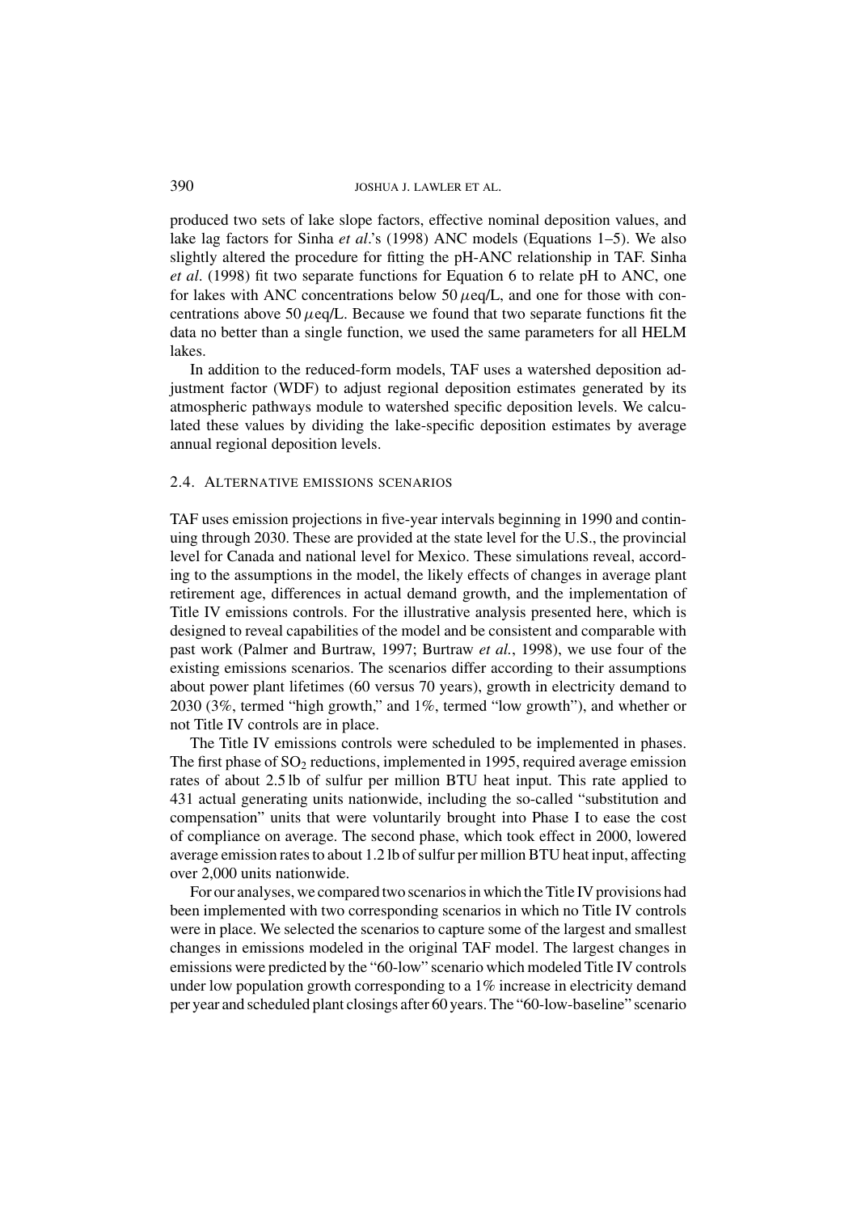produced two sets of lake slope factors, effective nominal deposition values, and lake lag factors for Sinha *et al*.'s (1998) ANC models (Equations 1–5). We also slightly altered the procedure for fitting the pH-ANC relationship in TAF. Sinha *et al*. (1998) fit two separate functions for Equation 6 to relate pH to ANC, one for lakes with ANC concentrations below 50 $\mu$eq/L, and one for those with concentrations above 50 $\mu$eq/L. Because we found that two separate functions fit the data no better than a single function, we used the same parameters for all HELM lakes.

In addition to the reduced-form models, TAF uses a watershed deposition adjustment factor (WDF) to adjust regional deposition estimates generated by its atmospheric pathways module to watershed specific deposition levels. We calculated these values by dividing the lake-specific deposition estimates by average annual regional deposition levels.

### 2.4. Alternative emissions scenarios

TAF uses emission projections in five-year intervals beginning in 1990 and continuing through 2030. These are provided at the state level for the U.S., the provincial level for Canada and national level for Mexico. These simulations reveal, according to the assumptions in the model, the likely effects of changes in average plant retirement age, differences in actual demand growth, and the implementation of Title IV emissions controls. For the illustrative analysis presented here, which is designed to reveal capabilities of the model and be consistent and comparable with past work (Palmer and Burtraw, 1997; Burtraw *et al.*, 1998), we use four of the existing emissions scenarios. The scenarios differ according to their assumptions about power plant lifetimes (60 versus 70 years), growth in electricity demand to 2030 (3%, termed "high growth," and 1%, termed "low growth"), and whether or not Title IV controls are in place.

The Title IV emissions controls were scheduled to be implemented in phases. The first phase of $SO_2$ reductions, implemented in 1995, required average emission rates of about 2.5 lb of sulfur per million BTU heat input. This rate applied to 431 actual generating units nationwide, including the so-called "substitution and compensation" units that were voluntarily brought into Phase I to ease the cost of compliance on average. The second phase, which took effect in 2000, lowered average emission rates to about 1.2 lb of sulfur per million BTU heat input, affecting over 2,000 units nationwide.

For our analyses, we compared two scenarios in which the Title IV provisions had been implemented with two corresponding scenarios in which no Title IV controls were in place. We selected the scenarios to capture some of the largest and smallest changes in emissions modeled in the original TAF model. The largest changes in emissions were predicted by the "60-low" scenario which modeled Title IV controls under low population growth corresponding to a 1% increase in electricity demand per year and scheduled plant closings after 60 years. The "60-low-baseline" scenario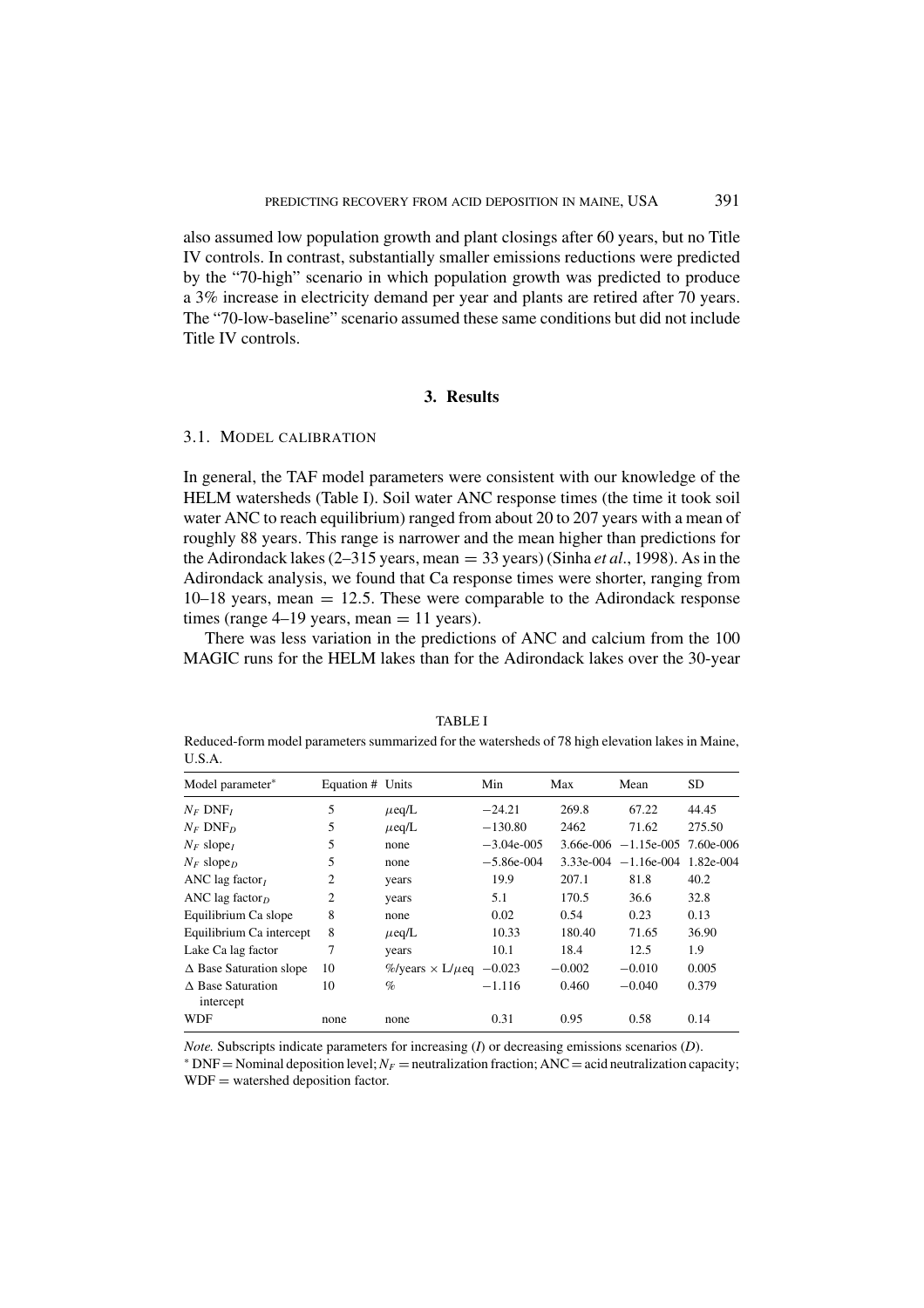also assumed low population growth and plant closings after 60 years, but no Title IV controls. In contrast, substantially smaller emissions reductions were predicted by the "70-high" scenario in which population growth was predicted to produce a 3% increase in electricity demand per year and plants are retired after 70 years. The "70-low-baseline" scenario assumed these same conditions but did not include Title IV controls.

## 3. Results

### 3.1. Model Calibration

In general, the TAF model parameters were consistent with our knowledge of the HELM watersheds (Table I). Soil water ANC response times (the time it took soil water ANC to reach equilibrium) ranged from about 20 to 207 years with a mean of roughly 88 years. This range is narrower and the mean higher than predictions for the Adirondack lakes (2–315 years, mean = 33 years) (Sinha *et al*., 1998). As in the Adirondack analysis, we found that Ca response times were shorter, ranging from 10–18 years, mean = 12.5. These were comparable to the Adirondack response times (range 4–19 years, mean = 11 years).

There was less variation in the predictions of ANC and calcium from the 100 MAGIC runs for the HELM lakes than for the Adirondack lakes over the 30-year

TABLE I

Reduced-form model parameters summarized for the watersheds of 78 high elevation lakes in Maine, U.S.A.

| Model parameter* | Equation # | Units | Min | Max | Mean | SD |
|---|---|---|---|---|---|---|
| $N_F$ $DNF_I$ | 5 | $\mu$eq/L | −24.21 | 269.8 | 67.22 | 44.45 |
| $N_F$ $DNF_D$ | 5 | $\mu$eq/L | −130.80 | 2462 | 71.62 | 275.50 |
| $N_F$ slope$_I$ | 5 | none | −3.04e-005 | 3.66e-006 | −1.15e-005 | 7.60e-006 |
| $N_F$ slope$_D$ | 5 | none | −5.86e-004 | 3.33e-004 | −1.16e-004 | 1.82e-004 |
| ANC lag factor$_I$ | 2 | years | 19.9 | 207.1 | 81.8 | 40.2 |
| ANC lag factor$_D$ | 2 | years | 5.1 | 170.5 | 36.6 | 32.8 |
| Equilibrium Ca slope | 8 | none | 0.02 | 0.54 | 0.23 | 0.13 |
| Equilibrium Ca intercept | 8 | $\mu$eq/L | 10.33 | 180.40 | 71.65 | 36.90 |
| Lake Ca lag factor | 7 | years | 10.1 | 18.4 | 12.5 | 1.9 |
| Δ Base Saturation slope | 10 | %/years × L/$\mu$eq | −0.023 | −0.002 | −0.010 | 0.005 |
| Δ Base Saturation intercept | 10 | % | −1.116 | 0.460 | −0.040 | 0.379 |
| WDF | none | none | 0.31 | 0.95 | 0.58 | 0.14 |

*Note.* Subscripts indicate parameters for increasing ($I$) or decreasing emissions scenarios ($D$).
* DNF = Nominal deposition level; $N_F$ = neutralization fraction; ANC = acid neutralization capacity; WDF = watershed deposition factor.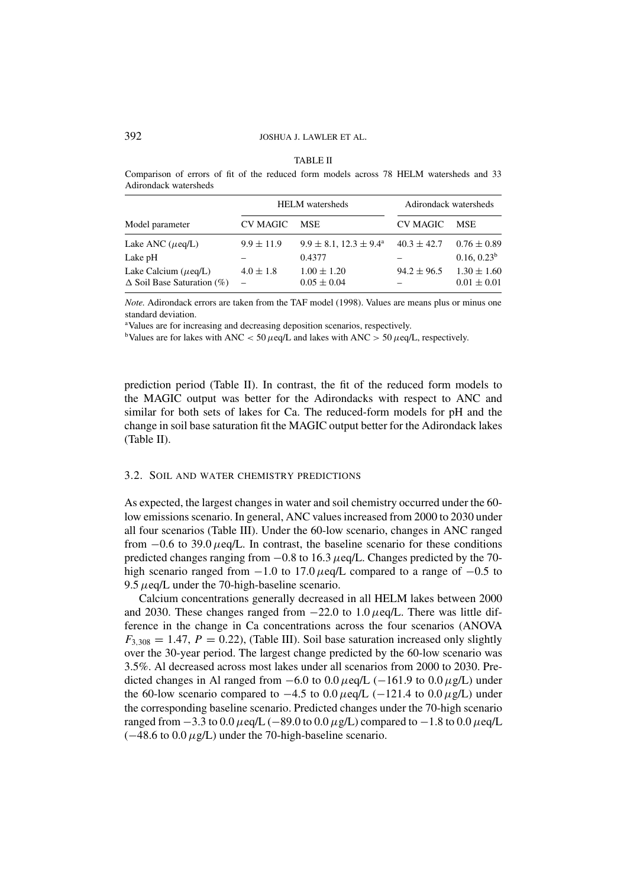TABLE II

Comparison of errors of fit of the reduced form models across 78 HELM watersheds and 33 Adirondack watersheds

| Model parameter | HELM watersheds | | Adirondack watersheds | |
|---|---|---|---|---|
| | CV MAGIC | MSE | CV MAGIC | MSE |
| Lake ANC ($\mu$eq/L) | $9.9 \pm 11.9$ | $9.9 \pm 8.1$, $12.3 \pm 9.4$[a] | $40.3 \pm 42.7$ | $0.76 \pm 0.89$ |
| Lake pH | – | 0.4377 | – | 0.16, 0.23[b] |
| Lake Calcium ($\mu$eq/L) | $4.0 \pm 1.8$ | $1.00 \pm 1.20$ | $94.2 \pm 96.5$ | $1.30 \pm 1.60$ |
| $\Delta$ Soil Base Saturation (%) | – | $0.05 \pm 0.04$ | – | $0.01 \pm 0.01$ |

*Note.* Adirondack errors are taken from the TAF model (1998). Values are means plus or minus one standard deviation.

[a]Values are for increasing and decreasing deposition scenarios, respectively.

[b]Values are for lakes with ANC $< 50\,\mu$eq/L and lakes with ANC $> 50\,\mu$eq/L, respectively.

prediction period (Table II). In contrast, the fit of the reduced form models to the MAGIC output was better for the Adirondacks with respect to ANC and similar for both sets of lakes for Ca. The reduced-form models for pH and the change in soil base saturation fit the MAGIC output better for the Adirondack lakes (Table II).

### 3.2. Soil and Water Chemistry Predictions

As expected, the largest changes in water and soil chemistry occurred under the 60-low emissions scenario. In general, ANC values increased from 2000 to 2030 under all four scenarios (Table III). Under the 60-low scenario, changes in ANC ranged from $-0.6$ to $39.0\,\mu$eq/L. In contrast, the baseline scenario for these conditions predicted changes ranging from $-0.8$ to $16.3\,\mu$eq/L. Changes predicted by the 70-high scenario ranged from $-1.0$ to $17.0\,\mu$eq/L compared to a range of $-0.5$ to $9.5\,\mu$eq/L under the 70-high-baseline scenario.

Calcium concentrations generally decreased in all HELM lakes between 2000 and 2030. These changes ranged from $-22.0$ to $1.0\,\mu$eq/L. There was little difference in the change in Ca concentrations across the four scenarios (ANOVA $F_{3,308} = 1.47$, $P = 0.22$), (Table III). Soil base saturation increased only slightly over the 30-year period. The largest change predicted by the 60-low scenario was 3.5%. Al decreased across most lakes under all scenarios from 2000 to 2030. Predicted changes in Al ranged from $-6.0$ to $0.0\,\mu$eq/L ($-161.9$ to $0.0\,\mu$g/L) under the 60-low scenario compared to $-4.5$ to $0.0\,\mu$eq/L ($-121.4$ to $0.0\,\mu$g/L) under the corresponding baseline scenario. Predicted changes under the 70-high scenario ranged from $-3.3$ to $0.0\,\mu$eq/L ($-89.0$ to $0.0\,\mu$g/L) compared to $-1.8$ to $0.0\,\mu$eq/L ($-48.6$ to $0.0\,\mu$g/L) under the 70-high-baseline scenario.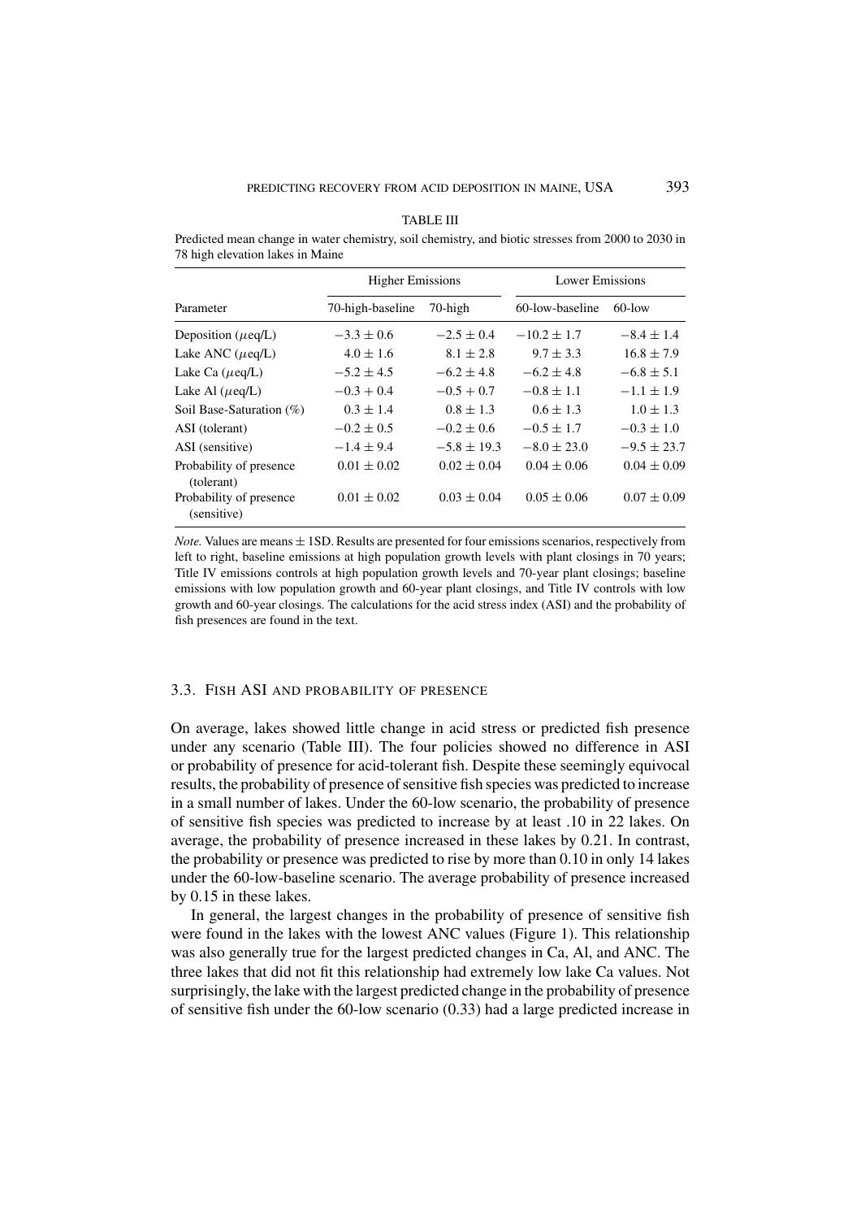TABLE III

Predicted mean change in water chemistry, soil chemistry, and biotic stresses from 2000 to 2030 in 78 high elevation lakes in Maine

| | Higher Emissions | | Lower Emissions | |
|---|---|---|---|---|
| Parameter | 70-high-baseline | 70-high | 60-low-baseline | 60-low |
| Deposition ($\mu$eq/L) | $-3.3 \pm 0.6$ | $-2.5 \pm 0.4$ | $-10.2 \pm 1.7$ | $-8.4 \pm 1.4$ |
| Lake ANC ($\mu$eq/L) | $4.0 \pm 1.6$ | $8.1 \pm 2.8$ | $9.7 \pm 3.3$ | $16.8 \pm 7.9$ |
| Lake Ca ($\mu$eq/L) | $-5.2 \pm 4.5$ | $-6.2 \pm 4.8$ | $-6.2 \pm 4.8$ | $-6.8 \pm 5.1$ |
| Lake Al ($\mu$eq/L) | $-0.3 + 0.4$ | $-0.5 + 0.7$ | $-0.8 \pm 1.1$ | $-1.1 \pm 1.9$ |
| Soil Base-Saturation (%) | $0.3 \pm 1.4$ | $0.8 \pm 1.3$ | $0.6 \pm 1.3$ | $1.0 \pm 1.3$ |
| ASI (tolerant) | $-0.2 \pm 0.5$ | $-0.2 \pm 0.6$ | $-0.5 \pm 1.7$ | $-0.3 \pm 1.0$ |
| ASI (sensitive) | $-1.4 \pm 9.4$ | $-5.8 \pm 19.3$ | $-8.0 \pm 23.0$ | $-9.5 \pm 23.7$ |
| Probability of presence (tolerant) | $0.01 \pm 0.02$ | $0.02 \pm 0.04$ | $0.04 \pm 0.06$ | $0.04 \pm 0.09$ |
| Probability of presence (sensitive) | $0.01 \pm 0.02$ | $0.03 \pm 0.04$ | $0.05 \pm 0.06$ | $0.07 \pm 0.09$ |

*Note.* Values are means ± 1SD. Results are presented for four emissions scenarios, respectively from left to right, baseline emissions at high population growth levels with plant closings in 70 years; Title IV emissions controls at high population growth levels and 70-year plant closings; baseline emissions with low population growth and 60-year plant closings, and Title IV controls with low growth and 60-year closings. The calculations for the acid stress index (ASI) and the probability of fish presences are found in the text.

### 3.3. Fish ASI and probability of presence

On average, lakes showed little change in acid stress or predicted fish presence under any scenario (Table III). The four policies showed no difference in ASI or probability of presence for acid-tolerant fish. Despite these seemingly equivocal results, the probability of presence of sensitive fish species was predicted to increase in a small number of lakes. Under the 60-low scenario, the probability of presence of sensitive fish species was predicted to increase by at least .10 in 22 lakes. On average, the probability of presence increased in these lakes by 0.21. In contrast, the probability or presence was predicted to rise by more than 0.10 in only 14 lakes under the 60-low-baseline scenario. The average probability of presence increased by 0.15 in these lakes.

In general, the largest changes in the probability of presence of sensitive fish were found in the lakes with the lowest ANC values (Figure 1). This relationship was also generally true for the largest predicted changes in Ca, Al, and ANC. The three lakes that did not fit this relationship had extremely low lake Ca values. Not surprisingly, the lake with the largest predicted change in the probability of presence of sensitive fish under the 60-low scenario (0.33) had a large predicted increase in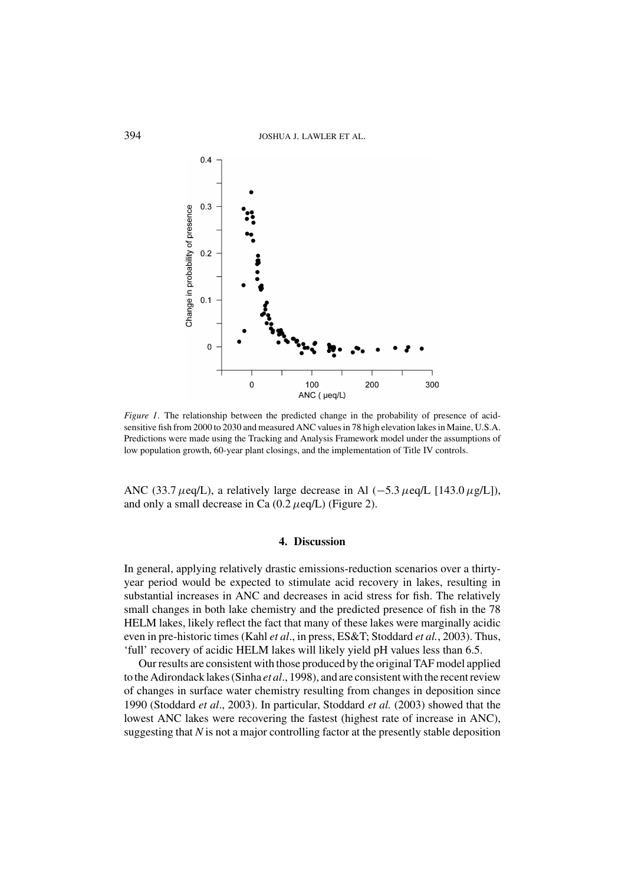*Figure 1*. The relationship between the predicted change in the probability of presence of acid-sensitive fish from 2000 to 2030 and measured ANC values in 78 high elevation lakes in Maine, U.S.A. Predictions were made using the Tracking and Analysis Framework model under the assumptions of low population growth, 60-year plant closings, and the implementation of Title IV controls.

ANC (33.7 $\mu$eq/L), a relatively large decrease in Al ($-5.3\ \mu$eq/L [143.0 $\mu$g/L]), and only a small decrease in Ca (0.2 $\mu$eq/L) (Figure 2).

## 4. Discussion

In general, applying relatively drastic emissions-reduction scenarios over a thirty-year period would be expected to stimulate acid recovery in lakes, resulting in substantial increases in ANC and decreases in acid stress for fish. The relatively small changes in both lake chemistry and the predicted presence of fish in the 78 HELM lakes, likely reflect the fact that many of these lakes were marginally acidic even in pre-historic times (Kahl *et al*., in press, ES&T; Stoddard *et al.*, 2003). Thus, 'full' recovery of acidic HELM lakes will likely yield pH values less than 6.5.

Our results are consistent with those produced by the original TAF model applied to the Adirondack lakes (Sinha *et al*., 1998), and are consistent with the recent review of changes in surface water chemistry resulting from changes in deposition since 1990 (Stoddard *et al*., 2003). In particular, Stoddard *et al.* (2003) showed that the lowest ANC lakes were recovering the fastest (highest rate of increase in ANC), suggesting that *N* is not a major controlling factor at the presently stable deposition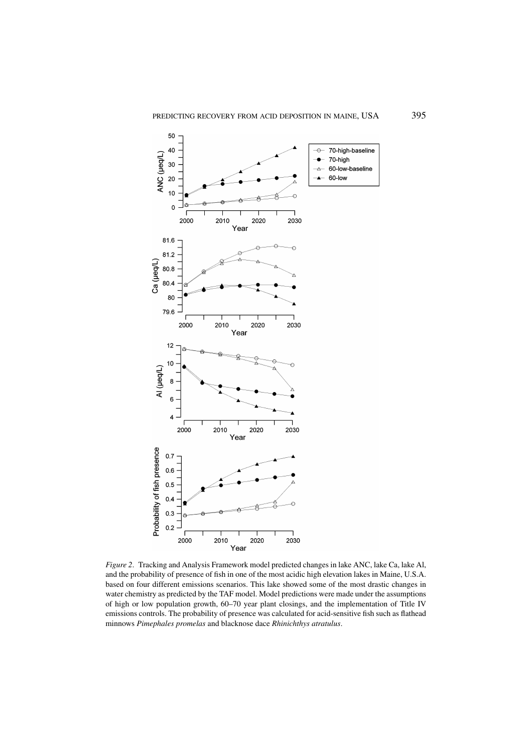*Figure 2*. Tracking and Analysis Framework model predicted changes in lake ANC, lake Ca, lake Al, and the probability of presence of fish in one of the most acidic high elevation lakes in Maine, U.S.A. based on four different emissions scenarios. This lake showed some of the most drastic changes in water chemistry as predicted by the TAF model. Model predictions were made under the assumptions of high or low population growth, 60–70 year plant closings, and the implementation of Title IV emissions controls. The probability of presence was calculated for acid-sensitive fish such as flathead minnows *Pimephales promelas* and blacknose dace *Rhinichthys atratulus*.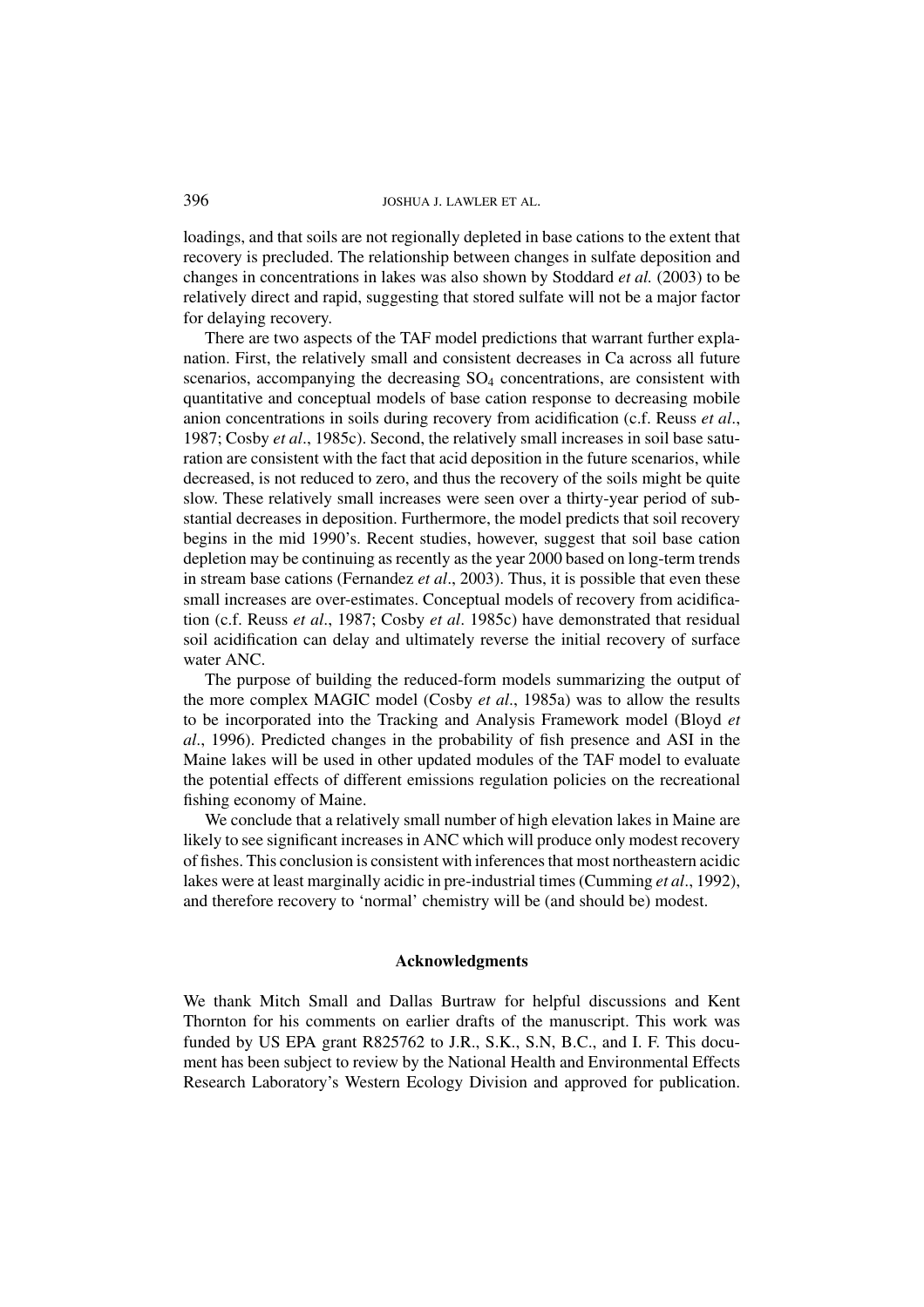loadings, and that soils are not regionally depleted in base cations to the extent that recovery is precluded. The relationship between changes in sulfate deposition and changes in concentrations in lakes was also shown by Stoddard *et al.* (2003) to be relatively direct and rapid, suggesting that stored sulfate will not be a major factor for delaying recovery.

There are two aspects of the TAF model predictions that warrant further explanation. First, the relatively small and consistent decreases in Ca across all future scenarios, accompanying the decreasing $SO_4$ concentrations, are consistent with quantitative and conceptual models of base cation response to decreasing mobile anion concentrations in soils during recovery from acidification (c.f. Reuss *et al*., 1987; Cosby *et al*., 1985c). Second, the relatively small increases in soil base saturation are consistent with the fact that acid deposition in the future scenarios, while decreased, is not reduced to zero, and thus the recovery of the soils might be quite slow. These relatively small increases were seen over a thirty-year period of substantial decreases in deposition. Furthermore, the model predicts that soil recovery begins in the mid 1990's. Recent studies, however, suggest that soil base cation depletion may be continuing as recently as the year 2000 based on long-term trends in stream base cations (Fernandez *et al*., 2003). Thus, it is possible that even these small increases are over-estimates. Conceptual models of recovery from acidification (c.f. Reuss *et al*., 1987; Cosby *et al*. 1985c) have demonstrated that residual soil acidification can delay and ultimately reverse the initial recovery of surface water ANC.

The purpose of building the reduced-form models summarizing the output of the more complex MAGIC model (Cosby *et al*., 1985a) was to allow the results to be incorporated into the Tracking and Analysis Framework model (Bloyd *et al*., 1996). Predicted changes in the probability of fish presence and ASI in the Maine lakes will be used in other updated modules of the TAF model to evaluate the potential effects of different emissions regulation policies on the recreational fishing economy of Maine.

We conclude that a relatively small number of high elevation lakes in Maine are likely to see significant increases in ANC which will produce only modest recovery of fishes. This conclusion is consistent with inferences that most northeastern acidic lakes were at least marginally acidic in pre-industrial times (Cumming *et al*., 1992), and therefore recovery to 'normal' chemistry will be (and should be) modest.

## Acknowledgments

We thank Mitch Small and Dallas Burtraw for helpful discussions and Kent Thornton for his comments on earlier drafts of the manuscript. This work was funded by US EPA grant R825762 to J.R., S.K., S.N, B.C., and I. F. This document has been subject to review by the National Health and Environmental Effects Research Laboratory's Western Ecology Division and approved for publication.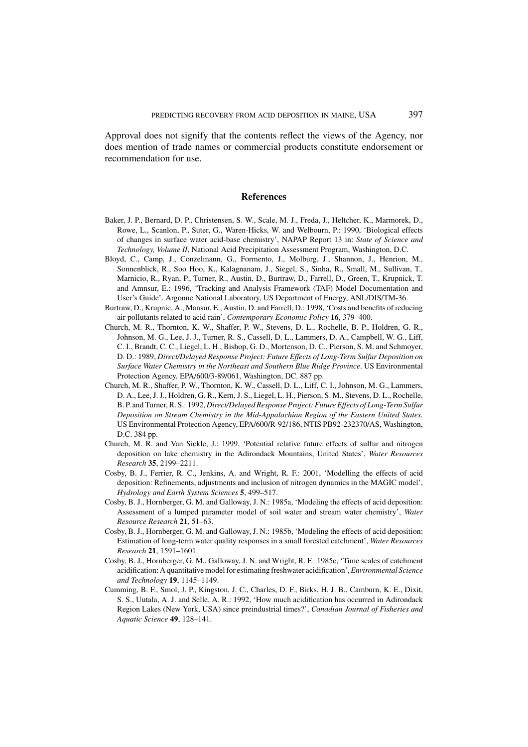Approval does not signify that the contents reflect the views of the Agency, nor does mention of trade names or commercial products constitute endorsement or recommendation for use.

## References

Baker, J. P., Bernard, D. P., Christensen, S. W., Scale, M. J., Freda, J., Heltcher, K., Marmorek, D., Rowe, L., Scanlon, P., Suter, G., Waren-Hicks, W. and Welbourn, P.: 1990, 'Biological effects of changes in surface water acid-base chemistry', NAPAP Report 13 in: *State of Science and Technology, Volume II*, National Acid Precipitation Assessment Program, Washington, D.C.

Bloyd, C., Camp, J., Conzelmann, G., Formento, J., Molburg, J., Shannon, J., Henrion, M., Sonnenblick, R., Soo Hoo, K., Kalagnanam, J., Siegel, S., Sinha, R., Small, M., Sullivan, T., Marnicio, R., Ryan, P., Turner, R., Austin, D., Burtraw, D., Farrell, D., Green, T., Krupnick, T. and Amnsur, E.: 1996, 'Tracking and Analysis Framework (TAF) Model Documentation and User's Guide'. Argonne National Laboratory, US Department of Energy, ANL/DIS/TM-36.

Burtraw, D., Krupnic, A., Mansur, E., Austin, D. and Farrell, D.: 1998, 'Costs and benefits of reducing air pollutants related to acid rain', *Contemporary Economic Policy* **16**, 379–400.

Church, M. R., Thornton, K. W., Shaffer, P. W., Stevens, D. L., Rochelle, B. P., Holdren, G. R., Johnson, M. G., Lee, J. J., Turner, R. S., Cassell, D. L., Lammers, D. A., Campbell, W. G., Liff, C. I., Brandt, C. C., Liegel, L. H., Bishop, G. D., Mortenson, D. C., Pierson, S. M. and Schmoyer, D. D.: 1989, *Direct/Delayed Response Project: Future Effects of Long-Term Sulfur Deposition on Surface Water Chemistry in the Northeast and Southern Blue Ridge Province*. US Environmental Protection Agency, EPA/600/3-89/061, Washington, DC. 887 pp.

Church, M. R., Shaffer, P. W., Thornton, K. W., Cassell, D. L., Liff, C. I., Johnson, M. G., Lammers, D. A., Lee, J. J., Holdren, G. R., Kern, J. S., Liegel, L. H., Pierson, S. M., Stevens, D. L., Rochelle, B. P. and Turner, R. S.: 1992, *Direct/Delayed Response Project: Future Effects of Long-Term Sulfur Deposition on Stream Chemistry in the Mid-Appalachian Region of the Eastern United States.* US Environmental Protection Agency, EPA/600/R-92/186, NTIS PB92-232370/AS, Washington, D.C. 384 pp.

Church, M. R. and Van Sickle, J.: 1999, 'Potential relative future effects of sulfur and nitrogen deposition on lake chemistry in the Adirondack Mountains, United States', *Water Resources Research* **35**, 2199–2211.

Cosby, B. J., Ferrier, R. C., Jenkins, A. and Wright, R. F.: 2001, 'Modelling the effects of acid deposition: Refinements, adjustments and inclusion of nitrogen dynamics in the MAGIC model', *Hydrology and Earth System Sciences* **5**, 499–517.

Cosby, B. J., Hornberger, G. M. and Galloway, J. N.: 1985a, 'Modeling the effects of acid deposition: Assessment of a lumped parameter model of soil water and stream water chemistry', *Water Resource Research* **21**, 51–63.

Cosby, B. J., Hornberger, G. M. and Galloway, J. N.: 1985b, 'Modeling the effects of acid deposition: Estimation of long-term water quality responses in a small forested catchment', *Water Resources Research* **21**, 1591–1601.

Cosby, B. J., Hornberger, G. M., Galloway, J. N. and Wright, R. F.: 1985c, 'Time scales of catchment acidification: A quantitative model for estimating freshwater acidification', *Environmental Science and Technology* **19**, 1145–1149.

Cumming, B. F., Smol, J. P., Kingston, J. C., Charles, D. F., Birks, H. J. B., Camburn, K. E., Dixit, S. S., Uutala, A. J. and Selle, A. R.: 1992, 'How much acidification has occurred in Adirondack Region Lakes (New York, USA) since preindustrial times?', *Canadian Journal of Fisheries and Aquatic Science* **49**, 128–141.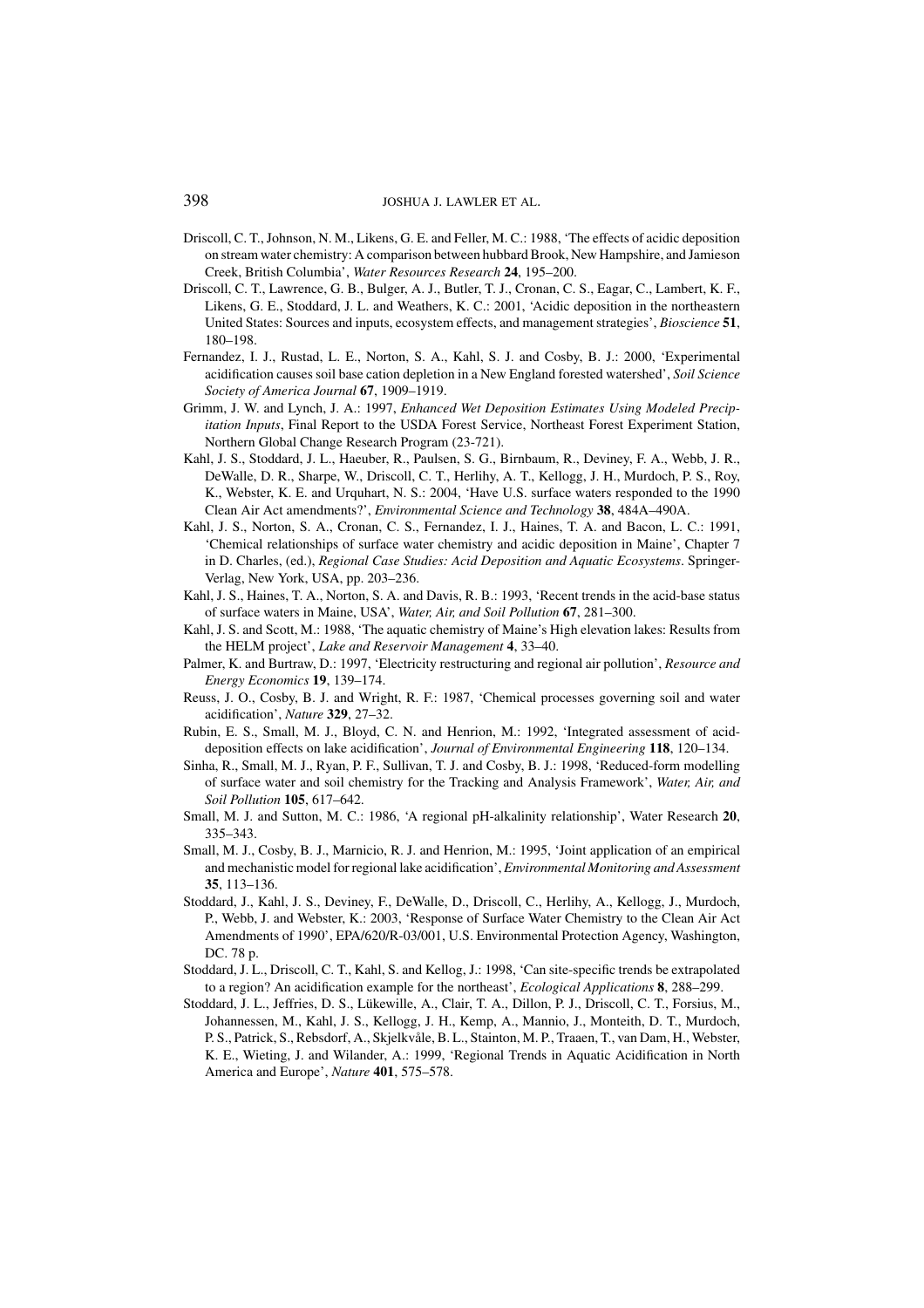Driscoll, C. T., Johnson, N. M., Likens, G. E. and Feller, M. C.: 1988, 'The effects of acidic deposition on stream water chemistry: A comparison between hubbard Brook, New Hampshire, and Jamieson Creek, British Columbia', *Water Resources Research* **24**, 195–200.

Driscoll, C. T., Lawrence, G. B., Bulger, A. J., Butler, T. J., Cronan, C. S., Eagar, C., Lambert, K. F., Likens, G. E., Stoddard, J. L. and Weathers, K. C.: 2001, 'Acidic deposition in the northeastern United States: Sources and inputs, ecosystem effects, and management strategies', *Bioscience* **51**, 180–198.

Fernandez, I. J., Rustad, L. E., Norton, S. A., Kahl, S. J. and Cosby, B. J.: 2000, 'Experimental acidification causes soil base cation depletion in a New England forested watershed', *Soil Science Society of America Journal* **67**, 1909–1919.

Grimm, J. W. and Lynch, J. A.: 1997, *Enhanced Wet Deposition Estimates Using Modeled Precipitation Inputs*, Final Report to the USDA Forest Service, Northeast Forest Experiment Station, Northern Global Change Research Program (23-721).

Kahl, J. S., Stoddard, J. L., Haeuber, R., Paulsen, S. G., Birnbaum, R., Deviney, F. A., Webb, J. R., DeWalle, D. R., Sharpe, W., Driscoll, C. T., Herlihy, A. T., Kellogg, J. H., Murdoch, P. S., Roy, K., Webster, K. E. and Urquhart, N. S.: 2004, 'Have U.S. surface waters responded to the 1990 Clean Air Act amendments?', *Environmental Science and Technology* **38**, 484A–490A.

Kahl, J. S., Norton, S. A., Cronan, C. S., Fernandez, I. J., Haines, T. A. and Bacon, L. C.: 1991, 'Chemical relationships of surface water chemistry and acidic deposition in Maine', Chapter 7 in D. Charles, (ed.), *Regional Case Studies: Acid Deposition and Aquatic Ecosystems*. Springer-Verlag, New York, USA, pp. 203–236.

Kahl, J. S., Haines, T. A., Norton, S. A. and Davis, R. B.: 1993, 'Recent trends in the acid-base status of surface waters in Maine, USA', *Water, Air, and Soil Pollution* **67**, 281–300.

Kahl, J. S. and Scott, M.: 1988, 'The aquatic chemistry of Maine's High elevation lakes: Results from the HELM project', *Lake and Reservoir Management* **4**, 33–40.

Palmer, K. and Burtraw, D.: 1997, 'Electricity restructuring and regional air pollution', *Resource and Energy Economics* **19**, 139–174.

Reuss, J. O., Cosby, B. J. and Wright, R. F.: 1987, 'Chemical processes governing soil and water acidification', *Nature* **329**, 27–32.

Rubin, E. S., Small, M. J., Bloyd, C. N. and Henrion, M.: 1992, 'Integrated assessment of acid-deposition effects on lake acidification', *Journal of Environmental Engineering* **118**, 120–134.

Sinha, R., Small, M. J., Ryan, P. F., Sullivan, T. J. and Cosby, B. J.: 1998, 'Reduced-form modelling of surface water and soil chemistry for the Tracking and Analysis Framework', *Water, Air, and Soil Pollution* **105**, 617–642.

Small, M. J. and Sutton, M. C.: 1986, 'A regional pH-alkalinity relationship', Water Research **20**, 335–343.

Small, M. J., Cosby, B. J., Marnicio, R. J. and Henrion, M.: 1995, 'Joint application of an empirical and mechanistic model for regional lake acidification', *Environmental Monitoring and Assessment* **35**, 113–136.

Stoddard, J., Kahl, J. S., Deviney, F., DeWalle, D., Driscoll, C., Herlihy, A., Kellogg, J., Murdoch, P., Webb, J. and Webster, K.: 2003, 'Response of Surface Water Chemistry to the Clean Air Act Amendments of 1990', EPA/620/R-03/001, U.S. Environmental Protection Agency, Washington, DC. 78 p.

Stoddard, J. L., Driscoll, C. T., Kahl, S. and Kellog, J.: 1998, 'Can site-specific trends be extrapolated to a region? An acidification example for the northeast', *Ecological Applications* **8**, 288–299.

Stoddard, J. L., Jeffries, D. S., Lükewille, A., Clair, T. A., Dillon, P. J., Driscoll, C. T., Forsius, M., Johannessen, M., Kahl, J. S., Kellogg, J. H., Kemp, A., Mannio, J., Monteith, D. T., Murdoch, P. S., Patrick, S., Rebsdorf, A., Skjelkvåle, B. L., Stainton, M. P., Traaen, T., van Dam, H., Webster, K. E., Wieting, J. and Wilander, A.: 1999, 'Regional Trends in Aquatic Acidification in North America and Europe', *Nature* **401**, 575–578.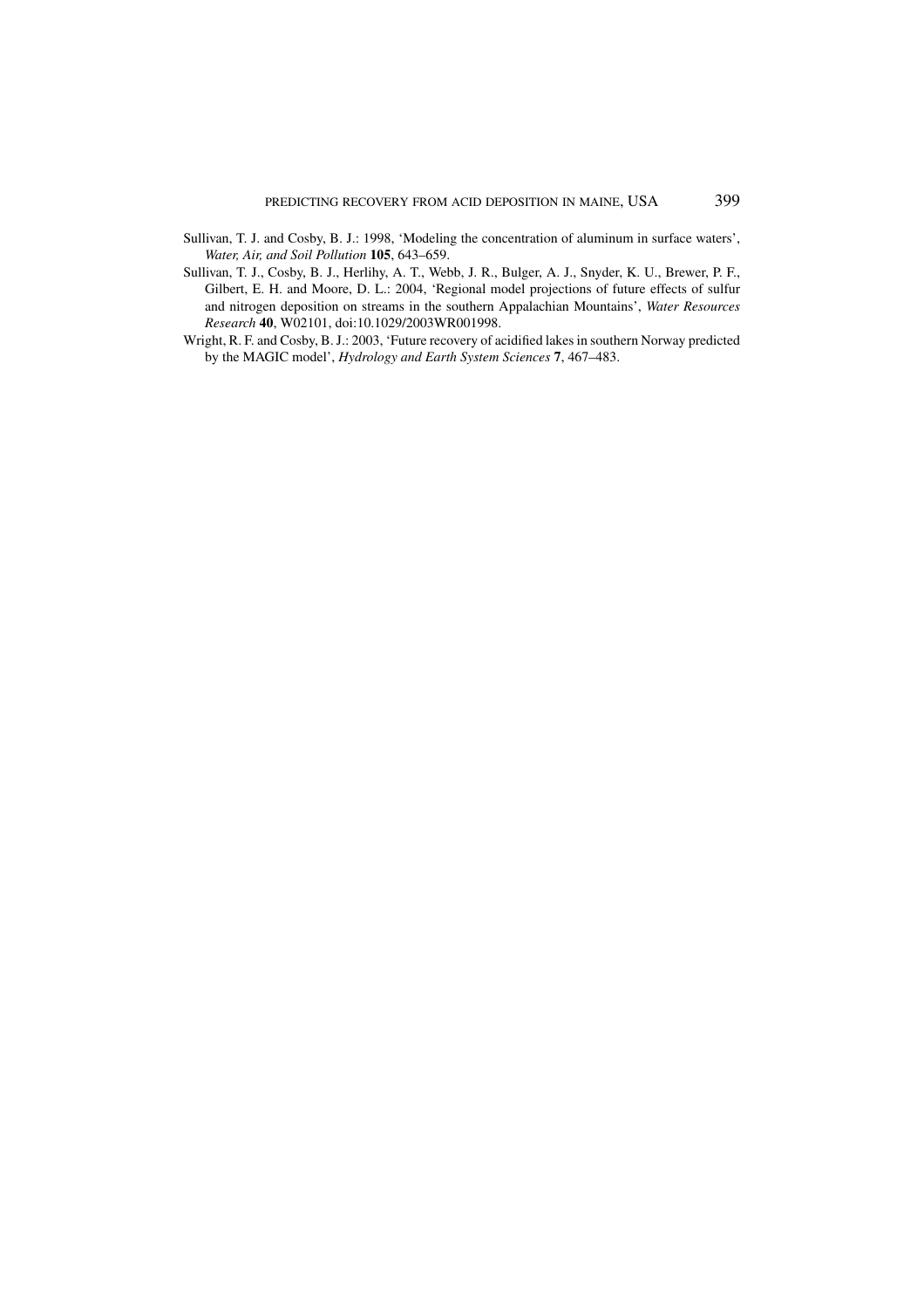Sullivan, T. J. and Cosby, B. J.: 1998, 'Modeling the concentration of aluminum in surface waters', *Water, Air, and Soil Pollution* **105**, 643–659.

Sullivan, T. J., Cosby, B. J., Herlihy, A. T., Webb, J. R., Bulger, A. J., Snyder, K. U., Brewer, P. F., Gilbert, E. H. and Moore, D. L.: 2004, 'Regional model projections of future effects of sulfur and nitrogen deposition on streams in the southern Appalachian Mountains', *Water Resources Research* **40**, W02101, doi:10.1029/2003WR001998.

Wright, R. F. and Cosby, B. J.: 2003, 'Future recovery of acidified lakes in southern Norway predicted by the MAGIC model', *Hydrology and Earth System Sciences* **7**, 467–483.